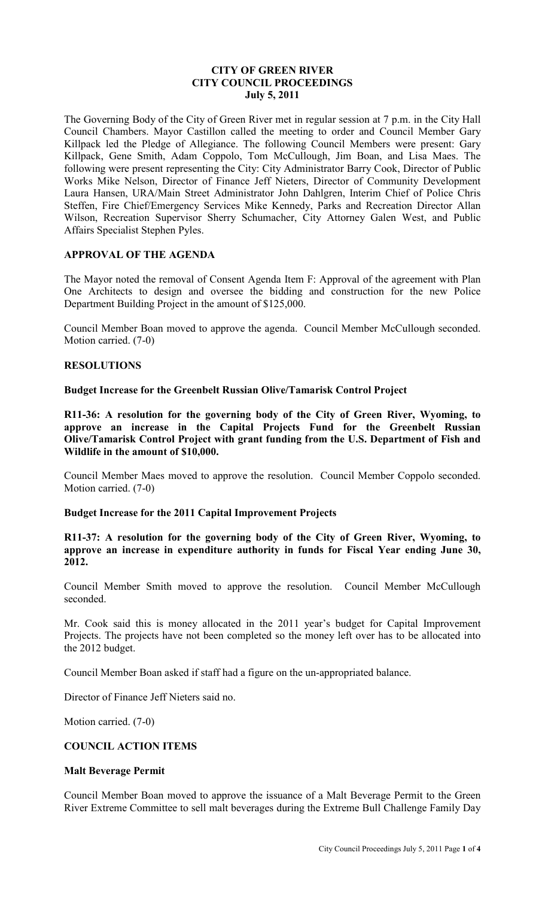# CITY OF GREEN RIVER
## CITY COUNCIL PROCEEDINGS
### July 5, 2011

The Governing Body of the City of Green River met in regular session at 7 p.m. in the City Hall Council Chambers. Mayor Castillon called the meeting to order and Council Member Gary Killpack led the Pledge of Allegiance. The following Council Members were present: Gary Killpack, Gene Smith, Adam Coppolo, Tom McCullough, Jim Boan, and Lisa Maes. The following were present representing the City: City Administrator Barry Cook, Director of Public Works Mike Nelson, Director of Finance Jeff Nieters, Director of Community Development Laura Hansen, URA/Main Street Administrator John Dahlgren, Interim Chief of Police Chris Steffen, Fire Chief/Emergency Services Mike Kennedy, Parks and Recreation Director Allan Wilson, Recreation Supervisor Sherry Schumacher, City Attorney Galen West, and Public Affairs Specialist Stephen Pyles.

## APPROVAL OF THE AGENDA

The Mayor noted the removal of Consent Agenda Item F: Approval of the agreement with Plan One Architects to design and oversee the bidding and construction for the new Police Department Building Project in the amount of $125,000.

Council Member Boan moved to approve the agenda. Council Member McCullough seconded. Motion carried. (7-0)

## RESOLUTIONS

**Budget Increase for the Greenbelt Russian Olive/Tamarisk Control Project**

**R11-36: A resolution for the governing body of the City of Green River, Wyoming, to approve an increase in the Capital Projects Fund for the Greenbelt Russian Olive/Tamarisk Control Project with grant funding from the U.S. Department of Fish and Wildlife in the amount of $10,000.**

Council Member Maes moved to approve the resolution. Council Member Coppolo seconded. Motion carried. (7-0)

**Budget Increase for the 2011 Capital Improvement Projects**

**R11-37: A resolution for the governing body of the City of Green River, Wyoming, to approve an increase in expenditure authority in funds for Fiscal Year ending June 30, 2012.**

Council Member Smith moved to approve the resolution. Council Member McCullough seconded.

Mr. Cook said this is money allocated in the 2011 year's budget for Capital Improvement Projects. The projects have not been completed so the money left over has to be allocated into the 2012 budget.

Council Member Boan asked if staff had a figure on the un-appropriated balance.

Director of Finance Jeff Nieters said no.

Motion carried. (7-0)

## COUNCIL ACTION ITEMS

**Malt Beverage Permit**

Council Member Boan moved to approve the issuance of a Malt Beverage Permit to the Green River Extreme Committee to sell malt beverages during the Extreme Bull Challenge Family Day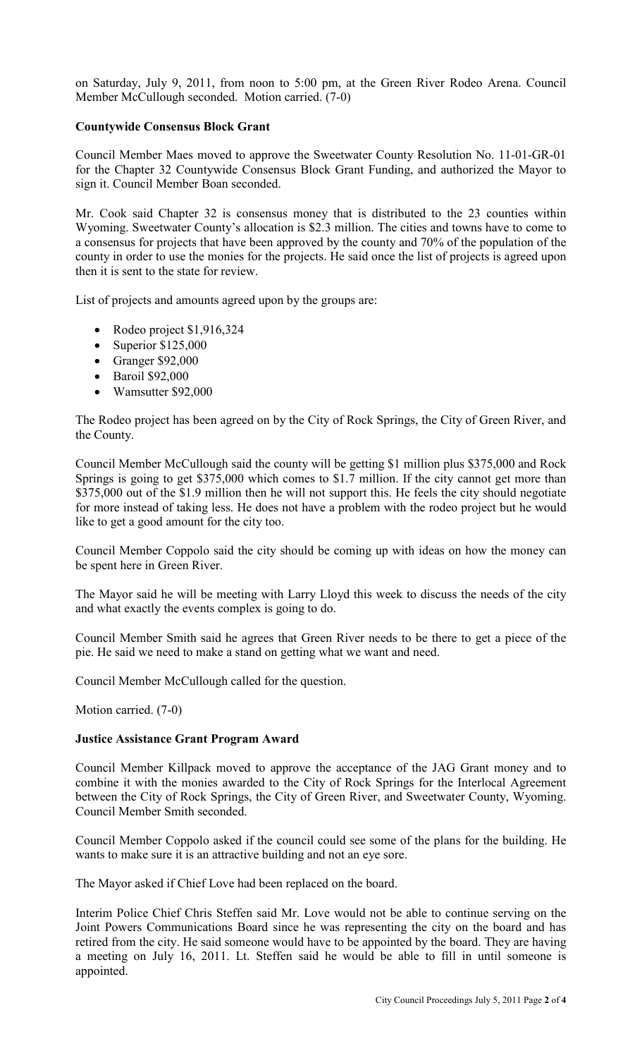on Saturday, July 9, 2011, from noon to 5:00 pm, at the Green River Rodeo Arena. Council Member McCullough seconded. Motion carried. (7-0)

**Countywide Consensus Block Grant**

Council Member Maes moved to approve the Sweetwater County Resolution No. 11-01-GR-01 for the Chapter 32 Countywide Consensus Block Grant Funding, and authorized the Mayor to sign it. Council Member Boan seconded.

Mr. Cook said Chapter 32 is consensus money that is distributed to the 23 counties within Wyoming. Sweetwater County's allocation is $2.3 million. The cities and towns have to come to a consensus for projects that have been approved by the county and 70% of the population of the county in order to use the monies for the projects. He said once the list of projects is agreed upon then it is sent to the state for review.

List of projects and amounts agreed upon by the groups are:

- Rodeo project $1,916,324
- Superior $125,000
- Granger $92,000
- Baroil $92,000
- Wamsutter $92,000

The Rodeo project has been agreed on by the City of Rock Springs, the City of Green River, and the County.

Council Member McCullough said the county will be getting $1 million plus $375,000 and Rock Springs is going to get $375,000 which comes to $1.7 million. If the city cannot get more than $375,000 out of the $1.9 million then he will not support this. He feels the city should negotiate for more instead of taking less. He does not have a problem with the rodeo project but he would like to get a good amount for the city too.

Council Member Coppolo said the city should be coming up with ideas on how the money can be spent here in Green River.

The Mayor said he will be meeting with Larry Lloyd this week to discuss the needs of the city and what exactly the events complex is going to do.

Council Member Smith said he agrees that Green River needs to be there to get a piece of the pie. He said we need to make a stand on getting what we want and need.

Council Member McCullough called for the question.

Motion carried. (7-0)

**Justice Assistance Grant Program Award**

Council Member Killpack moved to approve the acceptance of the JAG Grant money and to combine it with the monies awarded to the City of Rock Springs for the Interlocal Agreement between the City of Rock Springs, the City of Green River, and Sweetwater County, Wyoming. Council Member Smith seconded.

Council Member Coppolo asked if the council could see some of the plans for the building. He wants to make sure it is an attractive building and not an eye sore.

The Mayor asked if Chief Love had been replaced on the board.

Interim Police Chief Chris Steffen said Mr. Love would not be able to continue serving on the Joint Powers Communications Board since he was representing the city on the board and has retired from the city. He said someone would have to be appointed by the board. They are having a meeting on July 16, 2011. Lt. Steffen said he would be able to fill in until someone is appointed.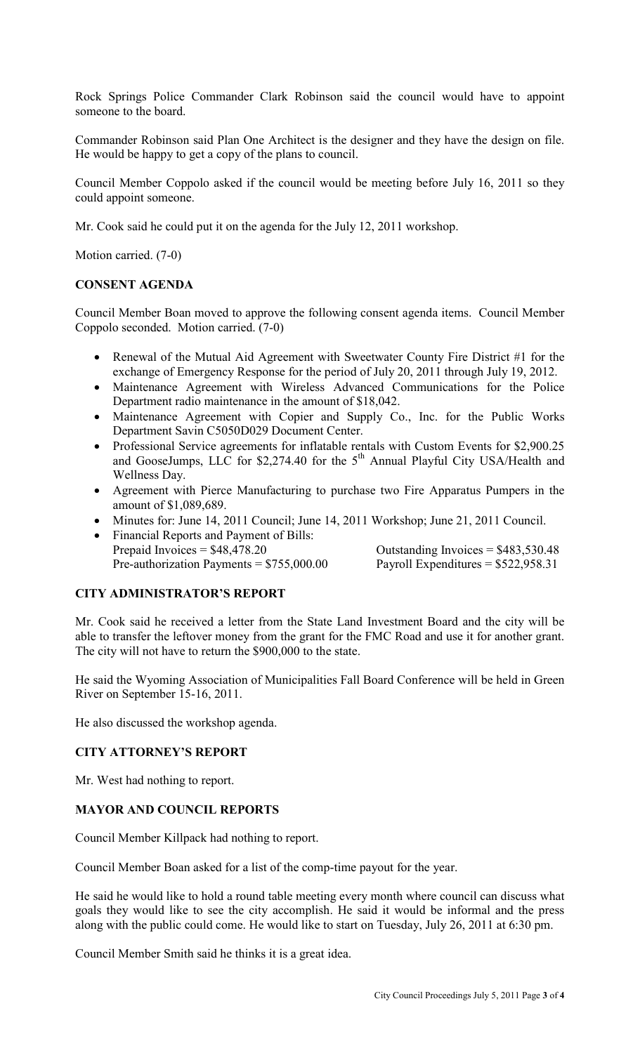Rock Springs Police Commander Clark Robinson said the council would have to appoint someone to the board.

Commander Robinson said Plan One Architect is the designer and they have the design on file. He would be happy to get a copy of the plans to council.

Council Member Coppolo asked if the council would be meeting before July 16, 2011 so they could appoint someone.

Mr. Cook said he could put it on the agenda for the July 12, 2011 workshop.

Motion carried. (7-0)

## CONSENT AGENDA

Council Member Boan moved to approve the following consent agenda items. Council Member Coppolo seconded. Motion carried. (7-0)

- Renewal of the Mutual Aid Agreement with Sweetwater County Fire District #1 for the exchange of Emergency Response for the period of July 20, 2011 through July 19, 2012.
- Maintenance Agreement with Wireless Advanced Communications for the Police Department radio maintenance in the amount of $18,042.
- Maintenance Agreement with Copier and Supply Co., Inc. for the Public Works Department Savin C5050D029 Document Center.
- Professional Service agreements for inflatable rentals with Custom Events for $2,900.25 and GooseJumps, LLC for $2,274.40 for the 5th Annual Playful City USA/Health and Wellness Day.
- Agreement with Pierce Manufacturing to purchase two Fire Apparatus Pumpers in the amount of $1,089,689.
- Minutes for: June 14, 2011 Council; June 14, 2011 Workshop; June 21, 2011 Council.
- Financial Reports and Payment of Bills:
  Prepaid Invoices = $48,478.20 — Outstanding Invoices = $483,530.48
  Pre-authorization Payments = $755,000.00 — Payroll Expenditures = $522,958.31

## CITY ADMINISTRATOR'S REPORT

Mr. Cook said he received a letter from the State Land Investment Board and the city will be able to transfer the leftover money from the grant for the FMC Road and use it for another grant. The city will not have to return the $900,000 to the state.

He said the Wyoming Association of Municipalities Fall Board Conference will be held in Green River on September 15-16, 2011.

He also discussed the workshop agenda.

## CITY ATTORNEY'S REPORT

Mr. West had nothing to report.

## MAYOR AND COUNCIL REPORTS

Council Member Killpack had nothing to report.

Council Member Boan asked for a list of the comp-time payout for the year.

He said he would like to hold a round table meeting every month where council can discuss what goals they would like to see the city accomplish. He said it would be informal and the press along with the public could come. He would like to start on Tuesday, July 26, 2011 at 6:30 pm.

Council Member Smith said he thinks it is a great idea.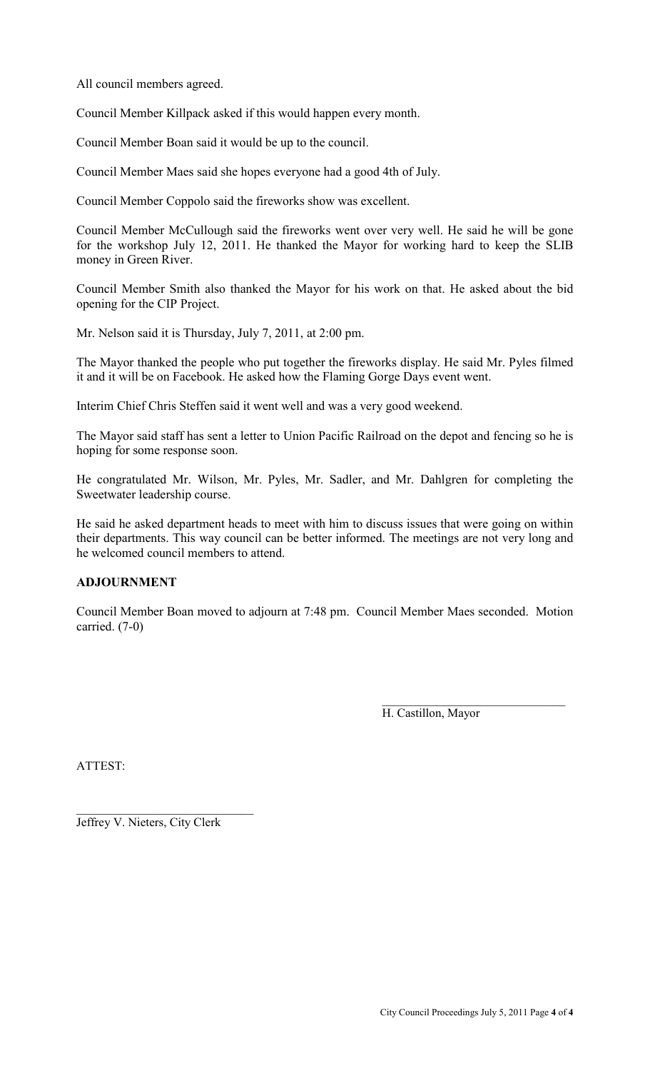All council members agreed.

Council Member Killpack asked if this would happen every month.

Council Member Boan said it would be up to the council.

Council Member Maes said she hopes everyone had a good 4th of July.

Council Member Coppolo said the fireworks show was excellent.

Council Member McCullough said the fireworks went over very well. He said he will be gone for the workshop July 12, 2011. He thanked the Mayor for working hard to keep the SLIB money in Green River.

Council Member Smith also thanked the Mayor for his work on that. He asked about the bid opening for the CIP Project.

Mr. Nelson said it is Thursday, July 7, 2011, at 2:00 pm.

The Mayor thanked the people who put together the fireworks display. He said Mr. Pyles filmed it and it will be on Facebook. He asked how the Flaming Gorge Days event went.

Interim Chief Chris Steffen said it went well and was a very good weekend.

The Mayor said staff has sent a letter to Union Pacific Railroad on the depot and fencing so he is hoping for some response soon.

He congratulated Mr. Wilson, Mr. Pyles, Mr. Sadler, and Mr. Dahlgren for completing the Sweetwater leadership course.

He said he asked department heads to meet with him to discuss issues that were going on within their departments. This way council can be better informed. The meetings are not very long and he welcomed council members to attend.

**ADJOURNMENT**

Council Member Boan moved to adjourn at 7:48 pm. Council Member Maes seconded. Motion carried. (7-0)

\_\_\_\_\_\_\_\_\_\_\_\_\_\_\_\_\_\_\_\_\_\_\_\_\_\_\_\_\_\_

H. Castillon, Mayor

ATTEST:

\_\_\_\_\_\_\_\_\_\_\_\_\_\_\_\_\_\_\_\_\_\_\_\_\_\_\_\_\_\_

Jeffrey V. Nieters, City Clerk